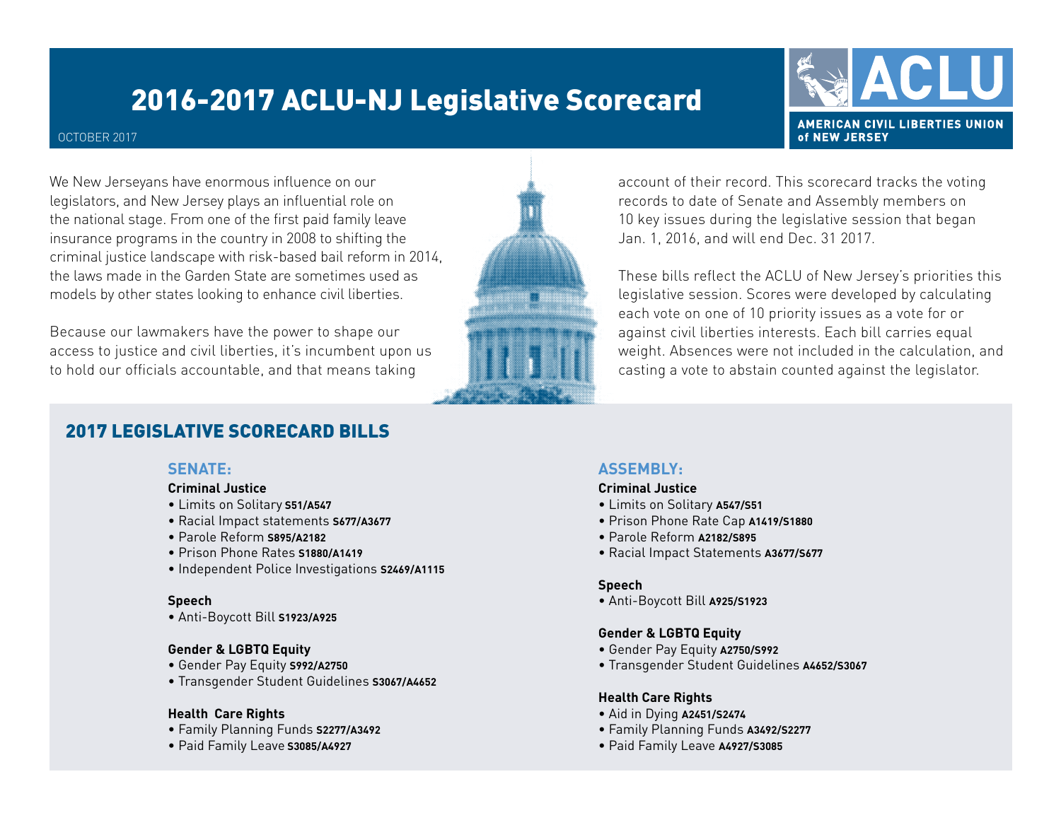# 2016-2017 ACLU-NJ Legislative Scorecard

OCTOBER 2017

AMERICAN CIVIL LIBERTIES UNION of NEW JERSEY

We New Jerseyans have enormous influence on our legislators, and New Jersey plays an influential role on the national stage. From one of the first paid family leave insurance programs in the country in 2008 to shifting the criminal justice landscape with risk-based bail reform in 2014, the laws made in the Garden State are sometimes used as models by other states looking to enhance civil liberties.

Because our lawmakers have the power to shape our access to justice and civil liberties, it's incumbent upon us to hold our officials accountable, and that means taking account of their record. This scorecard tracks the voting records to date of Senate and Assembly members on 10 key issues during the legislative session that began Jan. 1, 2016, and will end Dec. 31 2017.

These bills reflect the ACLU of New Jersey's priorities this legislative session. Scores were developed by calculating each vote on one of 10 priority issues as a vote for or against civil liberties interests. Each bill carries equal weight. Absences were not included in the calculation, and casting a vote to abstain counted against the legislator.

## 2017 LEGISLATIVE SCORECARD BILLS

### SENATE:

**Criminal Justice**
- Limits on Solitary **S51/A547**
- Racial Impact statements **S677/A3677**
- Parole Reform **S895/A2182**
- Prison Phone Rates **S1880/A1419**
- Independent Police Investigations **S2469/A1115**

**Speech**
- Anti-Boycott Bill **S1923/A925**

**Gender & LGBTQ Equity**
- Gender Pay Equity **S992/A2750**
- Transgender Student Guidelines **S3067/A4652**

**Health Care Rights**
- Family Planning Funds **S2277/A3492**
- Paid Family Leave **S3085/A4927**

### ASSEMBLY:

**Criminal Justice**
- Limits on Solitary **A547/S51**
- Prison Phone Rate Cap **A1419/S1880**
- Parole Reform **A2182/S895**
- Racial Impact Statements **A3677/S677**

**Speech**
- Anti-Boycott Bill **A925/S1923**

**Gender & LGBTQ Equity**
- Gender Pay Equity **A2750/S992**
- Transgender Student Guidelines **A4652/S3067**

**Health Care Rights**
- Aid in Dying **A2451/S2474**
- Family Planning Funds **A3492/S2277**
- Paid Family Leave **A4927/S3085**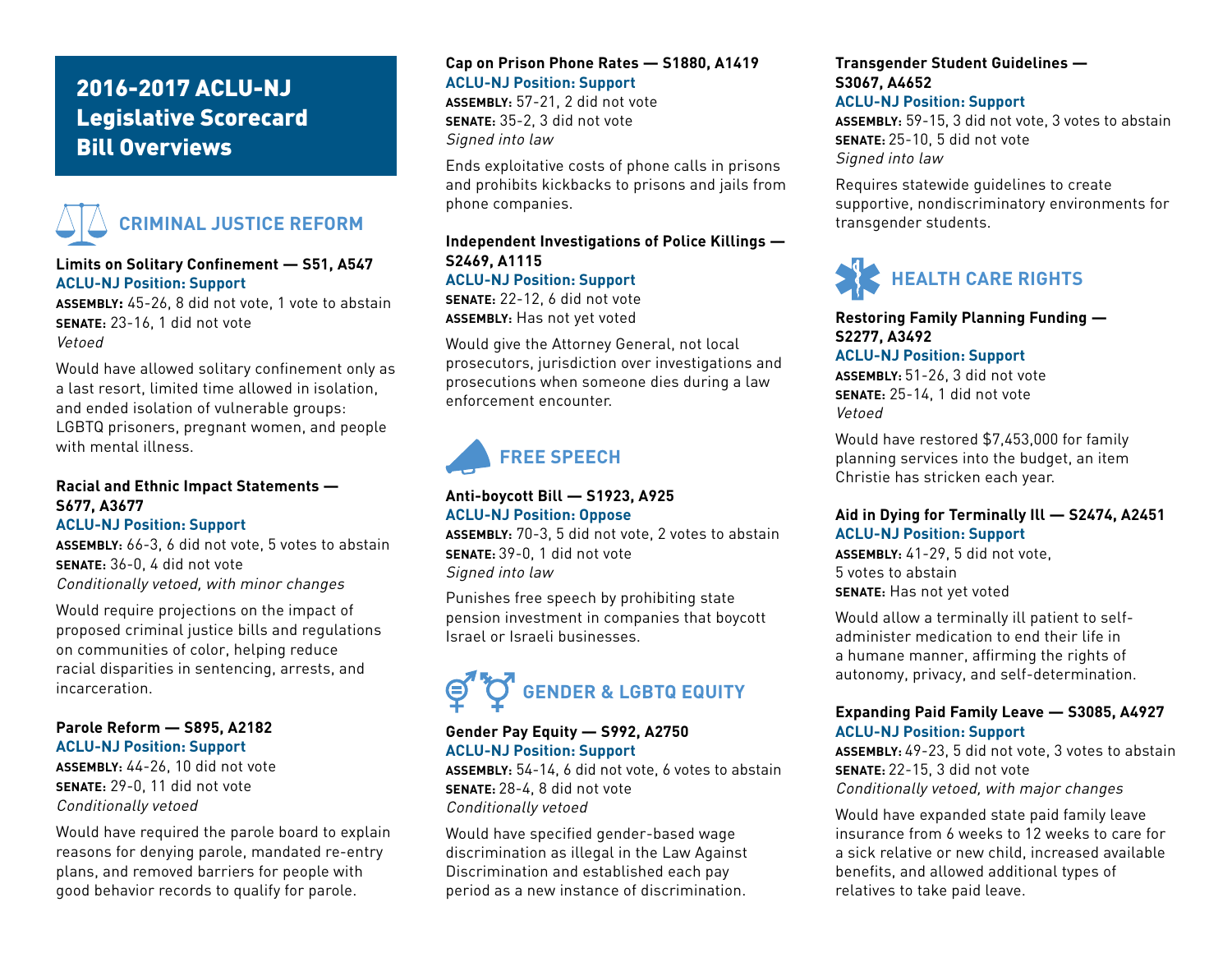# 2016-2017 ACLU-NJ Legislative Scorecard Bill Overviews

## CRIMINAL JUSTICE REFORM

### Limits on Solitary Confinement — S51, A547

**ACLU-NJ Position: Support**

**ASSEMBLY:** 45-26, 8 did not vote, 1 vote to abstain
**SENATE:** 23-16, 1 did not vote
*Vetoed*

Would have allowed solitary confinement only as a last resort, limited time allowed in isolation, and ended isolation of vulnerable groups: LGBTQ prisoners, pregnant women, and people with mental illness.

### Racial and Ethnic Impact Statements — S677, A3677

**ACLU-NJ Position: Support**

**ASSEMBLY:** 66-3, 6 did not vote, 5 votes to abstain
**SENATE:** 36-0, 4 did not vote
*Conditionally vetoed, with minor changes*

Would require projections on the impact of proposed criminal justice bills and regulations on communities of color, helping reduce racial disparities in sentencing, arrests, and incarceration.

### Parole Reform — S895, A2182

**ACLU-NJ Position: Support**

**ASSEMBLY:** 44-26, 10 did not vote
**SENATE:** 29-0, 11 did not vote
*Conditionally vetoed*

Would have required the parole board to explain reasons for denying parole, mandated re-entry plans, and removed barriers for people with good behavior records to qualify for parole.

### Cap on Prison Phone Rates — S1880, A1419

**ACLU-NJ Position: Support**

**ASSEMBLY:** 57-21, 2 did not vote
**SENATE:** 35-2, 3 did not vote
*Signed into law*

Ends exploitative costs of phone calls in prisons and prohibits kickbacks to prisons and jails from phone companies.

### Independent Investigations of Police Killings — S2469, A1115

**ACLU-NJ Position: Support**

**SENATE:** 22-12, 6 did not vote
**ASSEMBLY:** Has not yet voted

Would give the Attorney General, not local prosecutors, jurisdiction over investigations and prosecutions when someone dies during a law enforcement encounter.

## FREE SPEECH

### Anti-boycott Bill — S1923, A925

**ACLU-NJ Position: Oppose**

**ASSEMBLY:** 70-3, 5 did not vote, 2 votes to abstain
**SENATE:** 39-0, 1 did not vote
*Signed into law*

Punishes free speech by prohibiting state pension investment in companies that boycott Israel or Israeli businesses.

## GENDER & LGBTQ EQUITY

### Gender Pay Equity — S992, A2750

**ACLU-NJ Position: Support**

**ASSEMBLY:** 54-14, 6 did not vote, 6 votes to abstain
**SENATE:** 28-4, 8 did not vote
*Conditionally vetoed*

Would have specified gender-based wage discrimination as illegal in the Law Against Discrimination and established each pay period as a new instance of discrimination.

### Transgender Student Guidelines — S3067, A4652

**ACLU-NJ Position: Support**

**ASSEMBLY:** 59-15, 3 did not vote, 3 votes to abstain
**SENATE:** 25-10, 5 did not vote
*Signed into law*

Requires statewide guidelines to create supportive, nondiscriminatory environments for transgender students.

## HEALTH CARE RIGHTS

### Restoring Family Planning Funding — S2277, A3492

**ACLU-NJ Position: Support**

**ASSEMBLY:** 51-26, 3 did not vote
**SENATE:** 25-14, 1 did not vote
*Vetoed*

Would have restored $7,453,000 for family planning services into the budget, an item Christie has stricken each year.

### Aid in Dying for Terminally Ill — S2474, A2451

**ACLU-NJ Position: Support**

**ASSEMBLY:** 41-29, 5 did not vote, 5 votes to abstain
**SENATE:** Has not yet voted

Would allow a terminally ill patient to self-administer medication to end their life in a humane manner, affirming the rights of autonomy, privacy, and self-determination.

### Expanding Paid Family Leave — S3085, A4927

**ACLU-NJ Position: Support**

**ASSEMBLY:** 49-23, 5 did not vote, 3 votes to abstain
**SENATE:** 22-15, 3 did not vote
*Conditionally vetoed, with major changes*

Would have expanded state paid family leave insurance from 6 weeks to 12 weeks to care for a sick relative or new child, increased available benefits, and allowed additional types of relatives to take paid leave.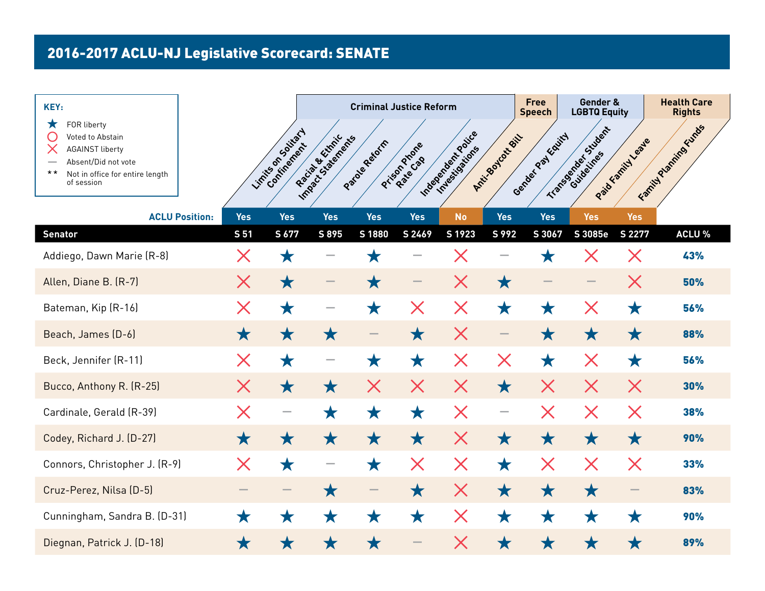# 2016-2017 ACLU-NJ Legislative Scorecard: SENATE

**KEY:**

- ★ FOR liberty
- ○ Voted to Abstain
- ✕ AGAINST liberty
- — Absent/Did not vote
- ** Not in office for entire length of session

| | Criminal Justice Reform | | | | | Free Speech | Gender & LGBTQ Equity | | Health Care Rights | | |
|---|---|---|---|---|---|---|---|---|---|---|---|
| | Limits on Solitary Confinement | Racial & Ethnic Impact Statements | Parole Reform | Prison Phone Rate Cap | Independent Police Investigations | Anti-Boycott Bill | Gender Pay Equity | Transgender Student Guidelines | Paid Family Leave | Family Planning Funds | |
| **ACLU Position:** | Yes | Yes | Yes | Yes | Yes | No | Yes | Yes | Yes | Yes | |
| **Senator** | **S 51** | **S 677** | **S 895** | **S 1880** | **S 2469** | **S 1923** | **S 992** | **S 3067** | **S 3085e** | **S 2277** | **ACLU %** |
| Addiego, Dawn Marie (R-8) | ✕ | ★ | — | ★ | — | ✕ | — | ★ | ✕ | ✕ | **43%** |
| Allen, Diane B. (R-7) | ✕ | ★ | — | ★ | — | ✕ | ★ | — | — | ✕ | **50%** |
| Bateman, Kip (R-16) | ✕ | ★ | — | ★ | ✕ | ✕ | ★ | ★ | ✕ | ★ | **56%** |
| Beach, James (D-6) | ★ | ★ | ★ | — | ★ | ✕ | — | ★ | ★ | ★ | **88%** |
| Beck, Jennifer (R-11) | ✕ | ★ | — | ★ | ★ | ✕ | ✕ | ★ | ✕ | ★ | **56%** |
| Bucco, Anthony R. (R-25) | ✕ | ★ | ★ | ✕ | ✕ | ✕ | ★ | ✕ | ✕ | ✕ | **30%** |
| Cardinale, Gerald (R-39) | ✕ | — | ★ | ★ | ★ | ✕ | — | ✕ | ✕ | ✕ | **38%** |
| Codey, Richard J. (D-27) | ★ | ★ | ★ | ★ | ★ | ✕ | ★ | ★ | ★ | ★ | **90%** |
| Connors, Christopher J. (R-9) | ✕ | ★ | — | ★ | ✕ | ✕ | ★ | ✕ | ✕ | ✕ | **33%** |
| Cruz-Perez, Nilsa (D-5) | — | — | ★ | — | ★ | ✕ | ★ | ★ | ★ | — | **83%** |
| Cunningham, Sandra B. (D-31) | ★ | ★ | ★ | ★ | ★ | ✕ | ★ | ★ | ★ | ★ | **90%** |
| Diegnan, Patrick J. (D-18) | ★ | ★ | ★ | ★ | — | ✕ | ★ | ★ | ★ | ★ | **89%** |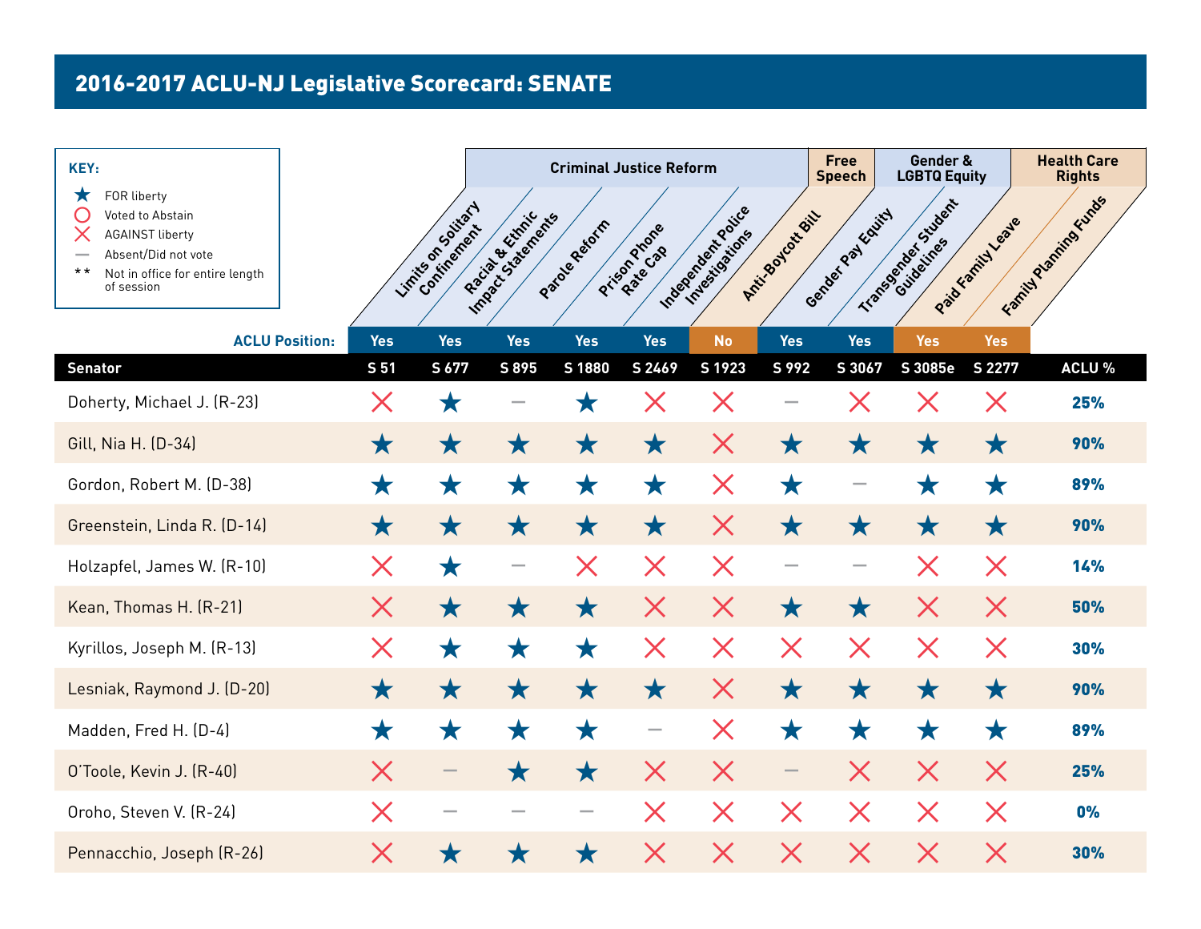## 2016-2017 ACLU-NJ Legislative Scorecard: SENATE

**KEY:**

- ★ FOR liberty
- ○ Voted to Abstain
- ✕ AGAINST liberty
- — Absent/Did not vote
- ** Not in office for entire length of session

| | Criminal Justice Reform | | | | | Free Speech | Gender & LGBTQ Equity | | Health Care Rights | | |
|---|---|---|---|---|---|---|---|---|---|---|---|
| | Limits on Solitary Confinement | Racial & Ethnic Impact Statements | Parole Reform | Prison Phone Rate Cap | Independent Police Investigations | Anti-Boycott Bill | Gender Pay Equity | Transgender Student Guidelines | Paid Family Leave | Family Planning Funds | |
| **ACLU Position:** | Yes | Yes | Yes | Yes | Yes | No | Yes | Yes | Yes | Yes | |
| **Senator** | **S 51** | **S 677** | **S 895** | **S 1880** | **S 2469** | **S 1923** | **S 992** | **S 3067** | **S 3085e** | **S 2277** | **ACLU %** |
| Doherty, Michael J. (R-23) | ✕ | ★ | — | ★ | ✕ | ✕ | — | ✕ | ✕ | ✕ | **25%** |
| Gill, Nia H. (D-34) | ★ | ★ | ★ | ★ | ★ | ✕ | ★ | ★ | ★ | ★ | **90%** |
| Gordon, Robert M. (D-38) | ★ | ★ | ★ | ★ | ★ | ✕ | ★ | — | ★ | ★ | **89%** |
| Greenstein, Linda R. (D-14) | ★ | ★ | ★ | ★ | ★ | ✕ | ★ | ★ | ★ | ★ | **90%** |
| Holzapfel, James W. (R-10) | ✕ | ★ | — | ✕ | ✕ | ✕ | — | — | ✕ | ✕ | **14%** |
| Kean, Thomas H. (R-21) | ✕ | ★ | ★ | ★ | ✕ | ✕ | ★ | ★ | ✕ | ✕ | **50%** |
| Kyrillos, Joseph M. (R-13) | ✕ | ★ | ★ | ★ | ✕ | ✕ | ✕ | ✕ | ✕ | ✕ | **30%** |
| Lesniak, Raymond J. (D-20) | ★ | ★ | ★ | ★ | ★ | ✕ | ★ | ★ | ★ | ★ | **90%** |
| Madden, Fred H. (D-4) | ★ | ★ | ★ | ★ | — | ✕ | ★ | ★ | ★ | ★ | **89%** |
| O'Toole, Kevin J. (R-40) | ✕ | — | ★ | ★ | ✕ | ✕ | — | ✕ | ✕ | ✕ | **25%** |
| Oroho, Steven V. (R-24) | ✕ | — | — | — | ✕ | ✕ | ✕ | ✕ | ✕ | ✕ | **0%** |
| Pennacchio, Joseph (R-26) | ✕ | ★ | ★ | ★ | ✕ | ✕ | ✕ | ✕ | ✕ | ✕ | **30%** |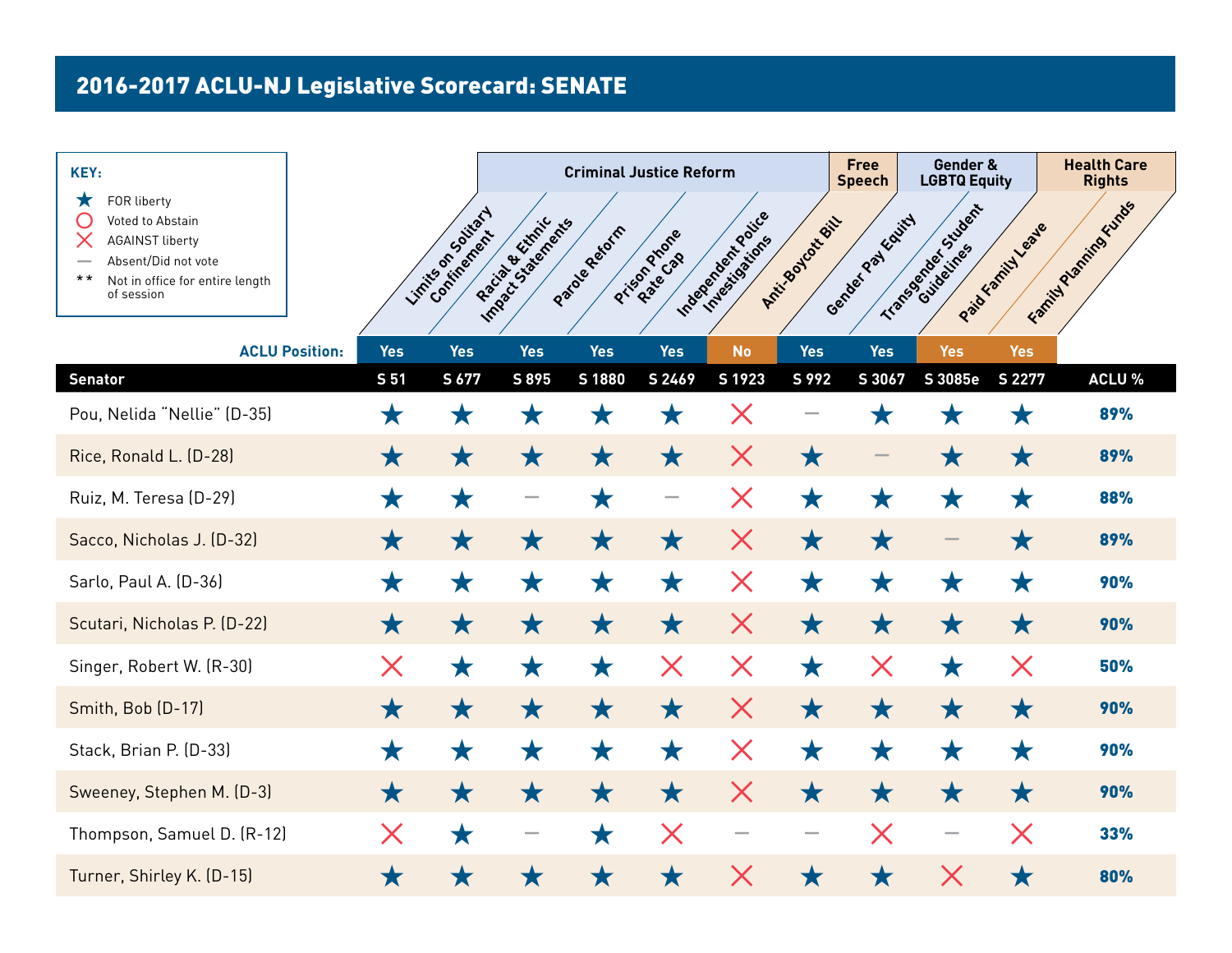## 2016-2017 ACLU-NJ Legislative Scorecard: SENATE

**KEY:**

- ★ FOR liberty
- ○ Voted to Abstain
- ✕ AGAINST liberty
- — Absent/Did not vote
- ** Not in office for entire length of session

| | Criminal Justice Reform | | | | | Free Speech | Gender & LGBTQ Equity | | Health Care Rights | | |
|---|---|---|---|---|---|---|---|---|---|---|---|
| | Limits on Solitary Confinement | Racial & Ethnic Impact Statements | Parole Reform | Prison Phone Rate Cap | Independent Police Investigations | Anti-Boycott Bill | Gender Pay Equity | Transgender Student Guidelines | Paid Family Leave | Family Planning Funds | |
| **ACLU Position:** | Yes | Yes | Yes | Yes | Yes | No | Yes | Yes | Yes | Yes | |
| **Senator** | **S 51** | **S 677** | **S 895** | **S 1880** | **S 2469** | **S 1923** | **S 992** | **S 3067** | **S 3085e** | **S 2277** | **ACLU %** |
| Pou, Nelida "Nellie" (D-35) | ★ | ★ | ★ | ★ | ★ | ✕ | — | ★ | ★ | ★ | 89% |
| Rice, Ronald L. (D-28) | ★ | ★ | ★ | ★ | ★ | ✕ | ★ | — | ★ | ★ | 89% |
| Ruiz, M. Teresa (D-29) | ★ | ★ | — | ★ | — | ✕ | ★ | ★ | ★ | ★ | 88% |
| Sacco, Nicholas J. (D-32) | ★ | ★ | ★ | ★ | ★ | ✕ | ★ | ★ | — | ★ | 89% |
| Sarlo, Paul A. (D-36) | ★ | ★ | ★ | ★ | ★ | ✕ | ★ | ★ | ★ | ★ | 90% |
| Scutari, Nicholas P. (D-22) | ★ | ★ | ★ | ★ | ★ | ✕ | ★ | ★ | ★ | ★ | 90% |
| Singer, Robert W. (R-30) | ✕ | ★ | ★ | ★ | ✕ | ✕ | ★ | ✕ | ★ | ✕ | 50% |
| Smith, Bob (D-17) | ★ | ★ | ★ | ★ | ★ | ✕ | ★ | ★ | ★ | ★ | 90% |
| Stack, Brian P. (D-33) | ★ | ★ | ★ | ★ | ★ | ✕ | ★ | ★ | ★ | ★ | 90% |
| Sweeney, Stephen M. (D-3) | ★ | ★ | ★ | ★ | ★ | ✕ | ★ | ★ | ★ | ★ | 90% |
| Thompson, Samuel D. (R-12) | ✕ | ★ | — | ★ | ✕ | — | — | ✕ | — | ✕ | 33% |
| Turner, Shirley K. (D-15) | ★ | ★ | ★ | ★ | ★ | ✕ | ★ | ★ | ✕ | ★ | 80% |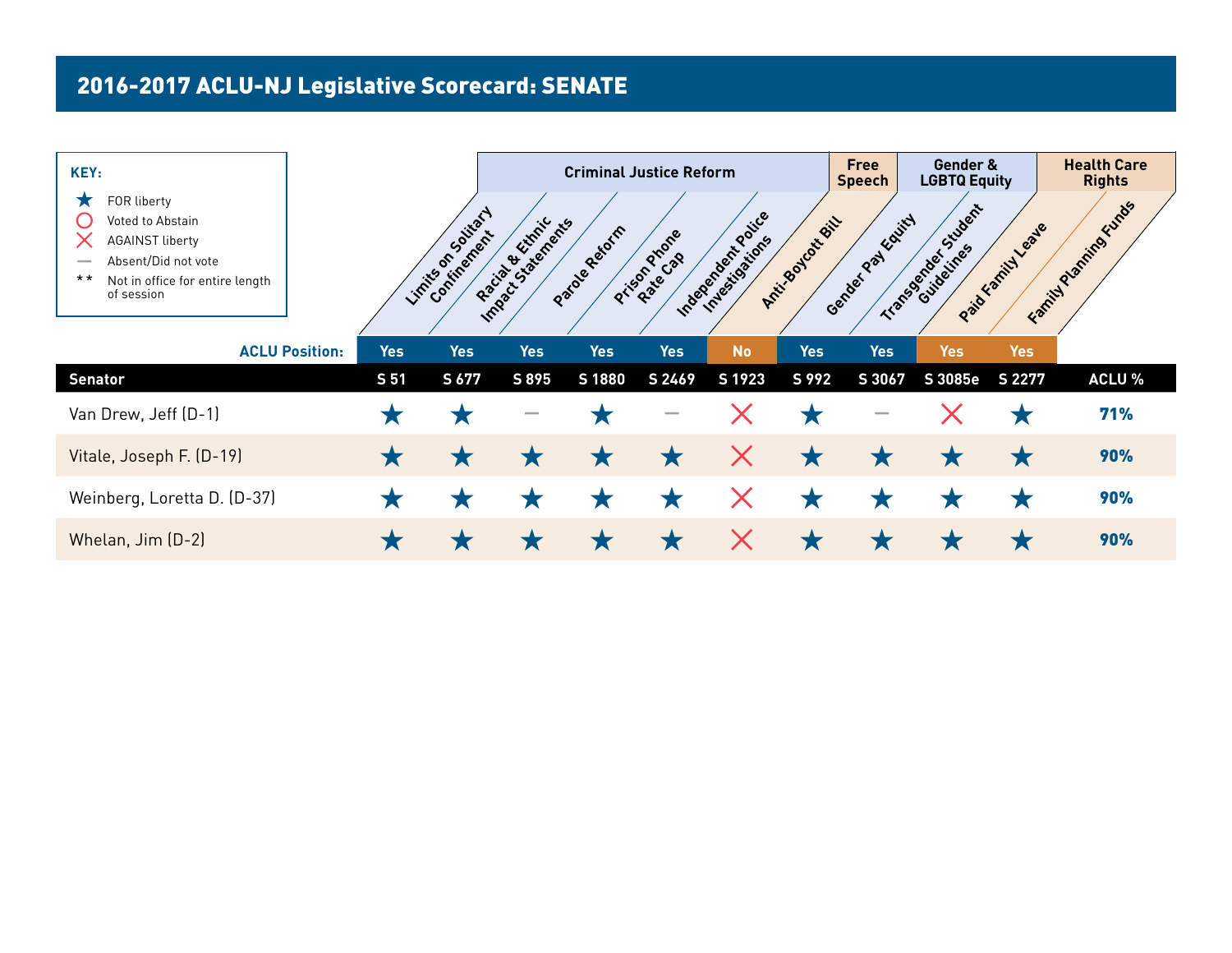# 2016-2017 ACLU-NJ Legislative Scorecard: SENATE

**KEY:**

- ★ FOR liberty
- ○ Voted to Abstain
- ✕ AGAINST liberty
- — Absent/Did not vote
- ** Not in office for entire length of session

| | Criminal Justice Reform | | | | | Free Speech | Gender & LGBTQ Equity | | Health Care Rights | | |
|---|---|---|---|---|---|---|---|---|---|---|---|
| | Limits on Solitary Confinement | Racial & Ethnic Impact Statements | Parole Reform | Prison Phone Rate Cap | Independent Police Investigations | Anti-Boycott Bill | Gender Pay Equity | Transgender Student Guidelines | Paid Family Leave | Family Planning Funds | |
| **ACLU Position:** | Yes | Yes | Yes | Yes | Yes | No | Yes | Yes | Yes | Yes | |
| **Senator** | **S 51** | **S 677** | **S 895** | **S 1880** | **S 2469** | **S 1923** | **S 992** | **S 3067** | **S 3085e** | **S 2277** | **ACLU %** |
| Van Drew, Jeff (D-1) | ★ | ★ | — | ★ | — | ✕ | ★ | — | ✕ | ★ | **71%** |
| Vitale, Joseph F. (D-19) | ★ | ★ | ★ | ★ | ★ | ✕ | ★ | ★ | ★ | ★ | **90%** |
| Weinberg, Loretta D. (D-37) | ★ | ★ | ★ | ★ | ★ | ✕ | ★ | ★ | ★ | ★ | **90%** |
| Whelan, Jim (D-2) | ★ | ★ | ★ | ★ | ★ | ✕ | ★ | ★ | ★ | ★ | **90%** |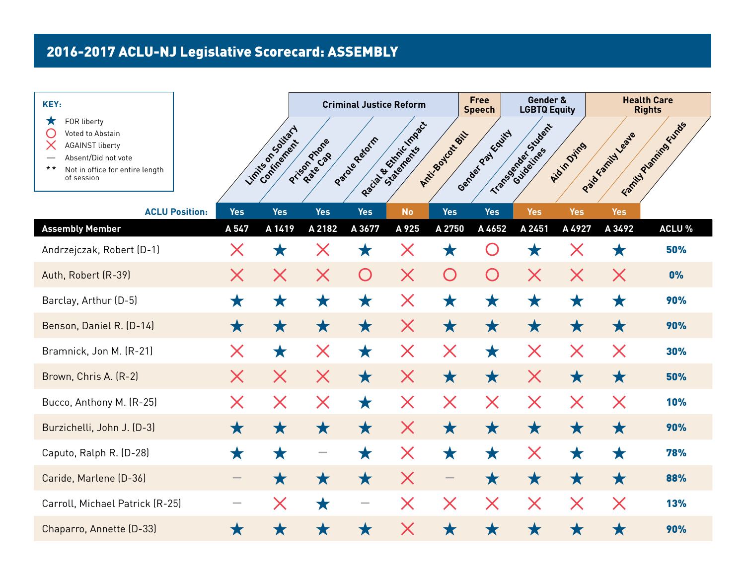# 2016-2017 ACLU-NJ Legislative Scorecard: ASSEMBLY

**KEY:**

- ★ FOR liberty
- ○ Voted to Abstain
- ✕ AGAINST liberty
- — Absent/Did not vote
- ** Not in office for entire length of session

| | Criminal Justice Reform | | | | Free Speech | Gender & LGBTQ Equity | | Health Care Rights | | | |
|---|---|---|---|---|---|---|---|---|---|---|---|
| | Limits on Solitary Confinement | Prison Phone Rate Cap | Parole Reform | Racial & Ethnic Impact Statements | Anti-Boycott Bill | Gender Pay Equity | Transgender Student Guidelines | Aid in Dying | Paid Family Leave | Family Planning Funds | |
| **ACLU Position:** | Yes | Yes | Yes | Yes | No | Yes | Yes | Yes | Yes | Yes | |
| **Assembly Member** | **A 547** | **A 1419** | **A 2182** | **A 3677** | **A 925** | **A 2750** | **A 4652** | **A 2451** | **A 4927** | **A 3492** | **ACLU %** |
| Andrzejczak, Robert (D-1) | ✕ | ★ | ✕ | ★ | ✕ | ★ | ○ | ★ | ✕ | ★ | **50%** |
| Auth, Robert (R-39) | ✕ | ✕ | ✕ | ○ | ✕ | ○ | ○ | ✕ | ✕ | ✕ | **0%** |
| Barclay, Arthur (D-5) | ★ | ★ | ★ | ★ | ✕ | ★ | ★ | ★ | ★ | ★ | **90%** |
| Benson, Daniel R. (D-14) | ★ | ★ | ★ | ★ | ✕ | ★ | ★ | ★ | ★ | ★ | **90%** |
| Bramnick, Jon M. (R-21) | ✕ | ★ | ✕ | ★ | ✕ | ✕ | ★ | ✕ | ✕ | ✕ | **30%** |
| Brown, Chris A. (R-2) | ✕ | ✕ | ✕ | ★ | ✕ | ★ | ★ | ✕ | ★ | ★ | **50%** |
| Bucco, Anthony M. (R-25) | ✕ | ✕ | ✕ | ★ | ✕ | ✕ | ✕ | ✕ | ✕ | ✕ | **10%** |
| Burzichelli, John J. (D-3) | ★ | ★ | ★ | ★ | ✕ | ★ | ★ | ★ | ★ | ★ | **90%** |
| Caputo, Ralph R. (D-28) | ★ | ★ | — | ★ | ✕ | ★ | ★ | ✕ | ★ | ★ | **78%** |
| Caride, Marlene (D-36) | — | ★ | ★ | ★ | ✕ | — | ★ | ★ | ★ | ★ | **88%** |
| Carroll, Michael Patrick (R-25) | — | ✕ | ★ | — | ✕ | ✕ | ✕ | ✕ | ✕ | ✕ | **13%** |
| Chaparro, Annette (D-33) | ★ | ★ | ★ | ★ | ✕ | ★ | ★ | ★ | ★ | ★ | **90%** |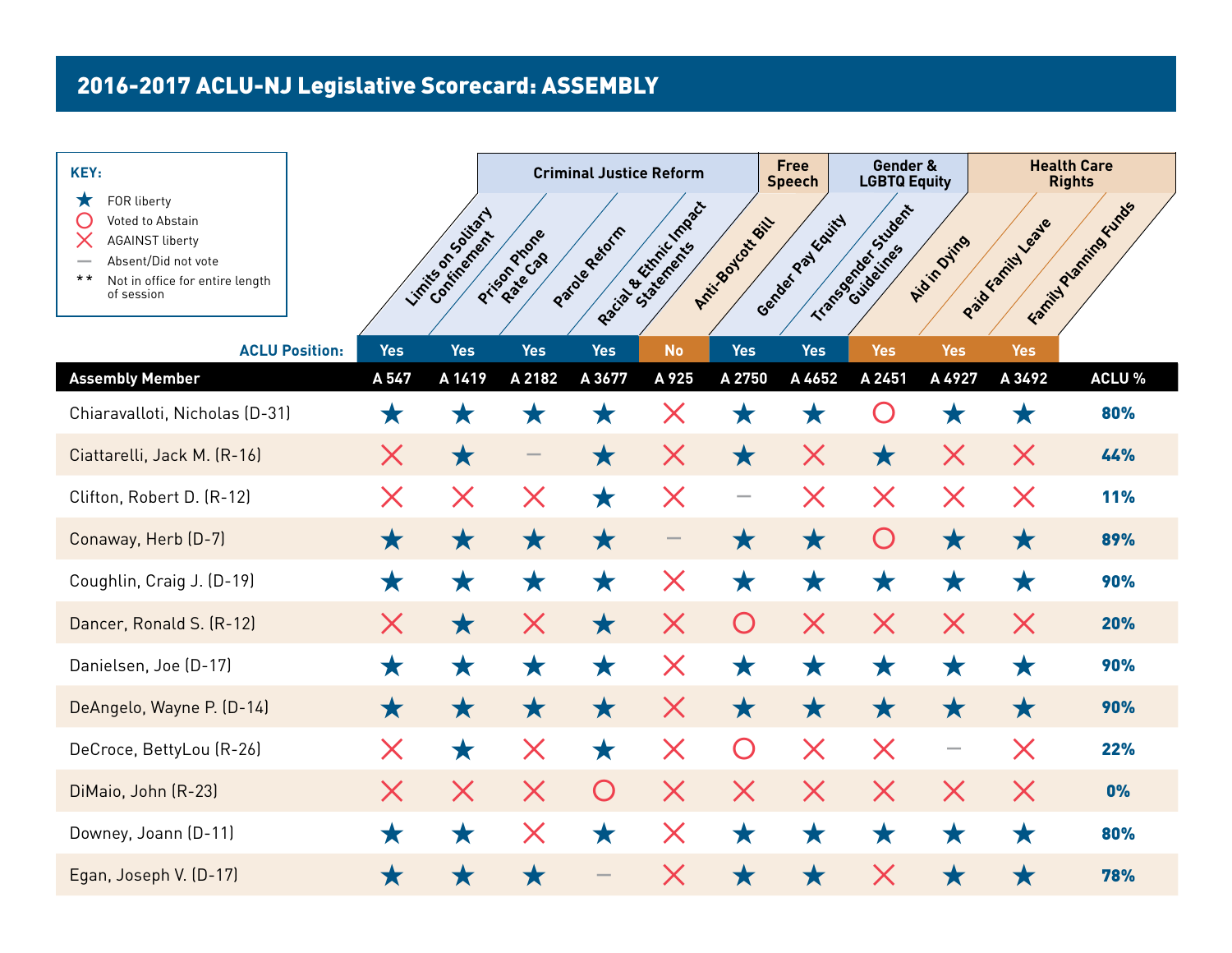# 2016-2017 ACLU-NJ Legislative Scorecard: ASSEMBLY

**KEY:**

- ★ FOR liberty
- ○ Voted to Abstain
- ✕ AGAINST liberty
- — Absent/Did not vote
- ** Not in office for entire length of session

| | Criminal Justice Reform | | | | Free Speech | Gender & LGBTQ Equity | | Health Care Rights | | | |
|---|---|---|---|---|---|---|---|---|---|---|---|
| | Limits on Solitary Confinement | Prison Phone Rate Cap | Parole Reform | Racial & Ethnic Impact Statements | Anti-Boycott Bill | Gender Pay Equity | Transgender Student Guidelines | Aid in Dying | Paid Family Leave | Family Planning Funds | |
| **ACLU Position:** | Yes | Yes | Yes | Yes | No | Yes | Yes | Yes | Yes | Yes | |
| **Assembly Member** | **A 547** | **A 1419** | **A 2182** | **A 3677** | **A 925** | **A 2750** | **A 4652** | **A 2451** | **A 4927** | **A 3492** | **ACLU %** |
| Chiaravalloti, Nicholas (D-31) | ★ | ★ | ★ | ★ | ✕ | ★ | ★ | ○ | ★ | ★ | **80%** |
| Ciattarelli, Jack M. (R-16) | ✕ | ★ | — | ★ | ✕ | ★ | ✕ | ★ | ✕ | ✕ | **44%** |
| Clifton, Robert D. (R-12) | ✕ | ✕ | ✕ | ★ | ✕ | — | ✕ | ✕ | ✕ | ✕ | **11%** |
| Conaway, Herb (D-7) | ★ | ★ | ★ | ★ | — | ★ | ★ | ○ | ★ | ★ | **89%** |
| Coughlin, Craig J. (D-19) | ★ | ★ | ★ | ★ | ✕ | ★ | ★ | ★ | ★ | ★ | **90%** |
| Dancer, Ronald S. (R-12) | ✕ | ★ | ✕ | ★ | ✕ | ○ | ✕ | ✕ | ✕ | ✕ | **20%** |
| Danielsen, Joe (D-17) | ★ | ★ | ★ | ★ | ✕ | ★ | ★ | ★ | ★ | ★ | **90%** |
| DeAngelo, Wayne P. (D-14) | ★ | ★ | ★ | ★ | ✕ | ★ | ★ | ★ | ★ | ★ | **90%** |
| DeCroce, BettyLou (R-26) | ✕ | ★ | ✕ | ★ | ✕ | ○ | ✕ | ✕ | — | ✕ | **22%** |
| DiMaio, John (R-23) | ✕ | ✕ | ✕ | ○ | ✕ | ✕ | ✕ | ✕ | ✕ | ✕ | **0%** |
| Downey, Joann (D-11) | ★ | ★ | ✕ | ★ | ✕ | ★ | ★ | ★ | ★ | ★ | **80%** |
| Egan, Joseph V. (D-17) | ★ | ★ | ★ | — | ✕ | ★ | ★ | ✕ | ★ | ★ | **78%** |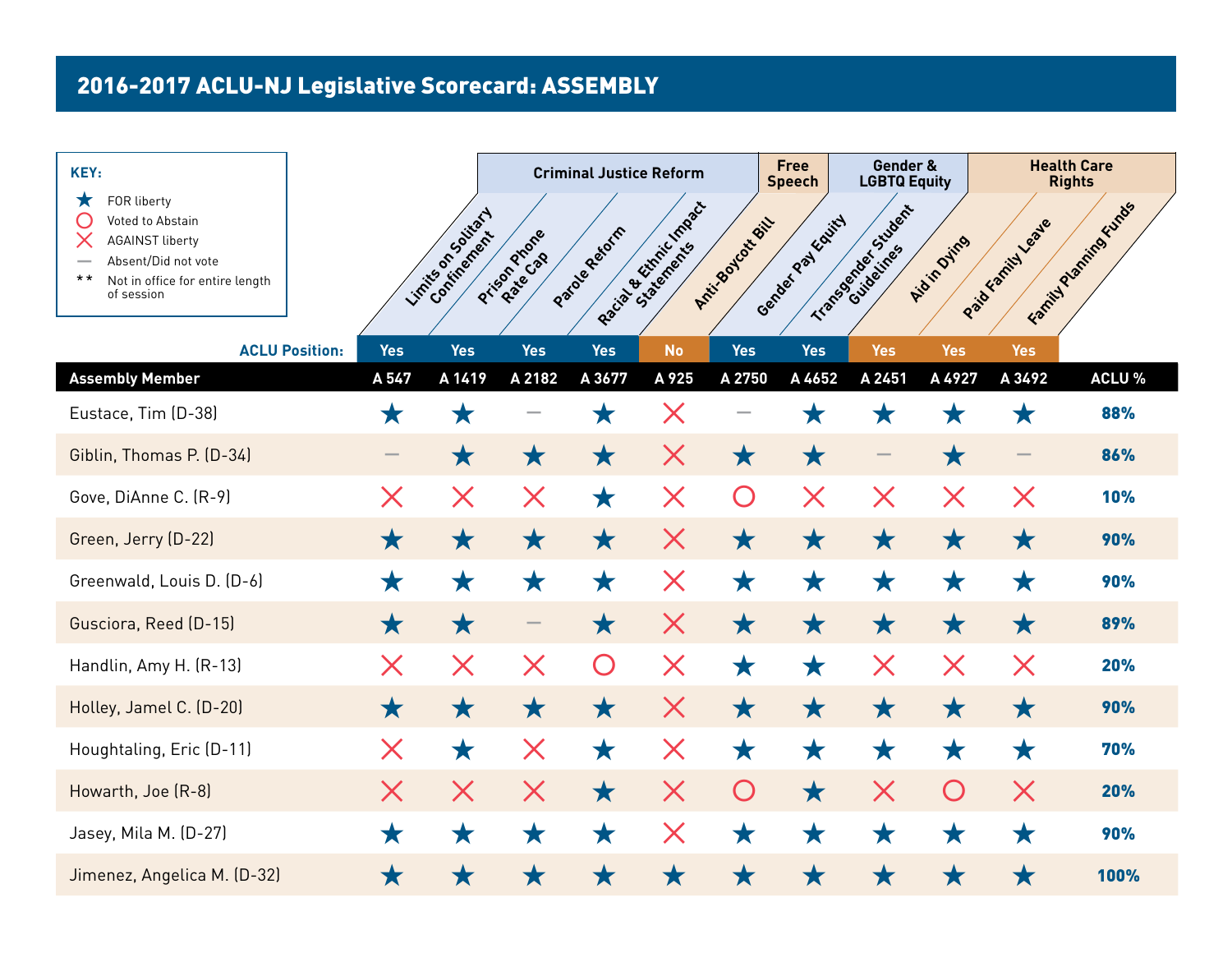## 2016-2017 ACLU-NJ Legislative Scorecard: ASSEMBLY

**KEY:**

- ★ FOR liberty
- ○ Voted to Abstain
- ✕ AGAINST liberty
- — Absent/Did not vote
- ** Not in office for entire length of session

| | Criminal Justice Reform | | | | Free Speech | Gender & LGBTQ Equity | | Health Care Rights | | | |
|---|---|---|---|---|---|---|---|---|---|---|---|
| | Limits on Solitary Confinement | Prison Phone Rate Cap | Parole Reform | Racial & Ethnic Impact Statements | Anti-Boycott Bill | Gender Pay Equity | Transgender Student Guidelines | Aid in Dying | Paid Family Leave | Family Planning Funds | |
| **ACLU Position:** | Yes | Yes | Yes | Yes | No | Yes | Yes | Yes | Yes | Yes | |
| **Assembly Member** | **A 547** | **A 1419** | **A 2182** | **A 3677** | **A 925** | **A 2750** | **A 4652** | **A 2451** | **A 4927** | **A 3492** | **ACLU %** |
| Eustace, Tim (D-38) | ★ | ★ | — | ★ | ✕ | — | ★ | ★ | ★ | ★ | **88%** |
| Giblin, Thomas P. (D-34) | — | ★ | ★ | ★ | ✕ | ★ | ★ | — | ★ | — | **86%** |
| Gove, DiAnne C. (R-9) | ✕ | ✕ | ✕ | ★ | ✕ | ○ | ✕ | ✕ | ✕ | ✕ | **10%** |
| Green, Jerry (D-22) | ★ | ★ | ★ | ★ | ✕ | ★ | ★ | ★ | ★ | ★ | **90%** |
| Greenwald, Louis D. (D-6) | ★ | ★ | ★ | ★ | ✕ | ★ | ★ | ★ | ★ | ★ | **90%** |
| Gusciora, Reed (D-15) | ★ | ★ | — | ★ | ✕ | ★ | ★ | ★ | ★ | ★ | **89%** |
| Handlin, Amy H. (R-13) | ✕ | ✕ | ✕ | ○ | ✕ | ★ | ★ | ✕ | ✕ | ✕ | **20%** |
| Holley, Jamel C. (D-20) | ★ | ★ | ★ | ★ | ✕ | ★ | ★ | ★ | ★ | ★ | **90%** |
| Houghtaling, Eric (D-11) | ✕ | ★ | ✕ | ★ | ✕ | ★ | ★ | ★ | ★ | ★ | **70%** |
| Howarth, Joe (R-8) | ✕ | ✕ | ✕ | ★ | ✕ | ○ | ★ | ✕ | ○ | ✕ | **20%** |
| Jasey, Mila M. (D-27) | ★ | ★ | ★ | ★ | ✕ | ★ | ★ | ★ | ★ | ★ | **90%** |
| Jimenez, Angelica M. (D-32) | ★ | ★ | ★ | ★ | ★ | ★ | ★ | ★ | ★ | ★ | **100%** |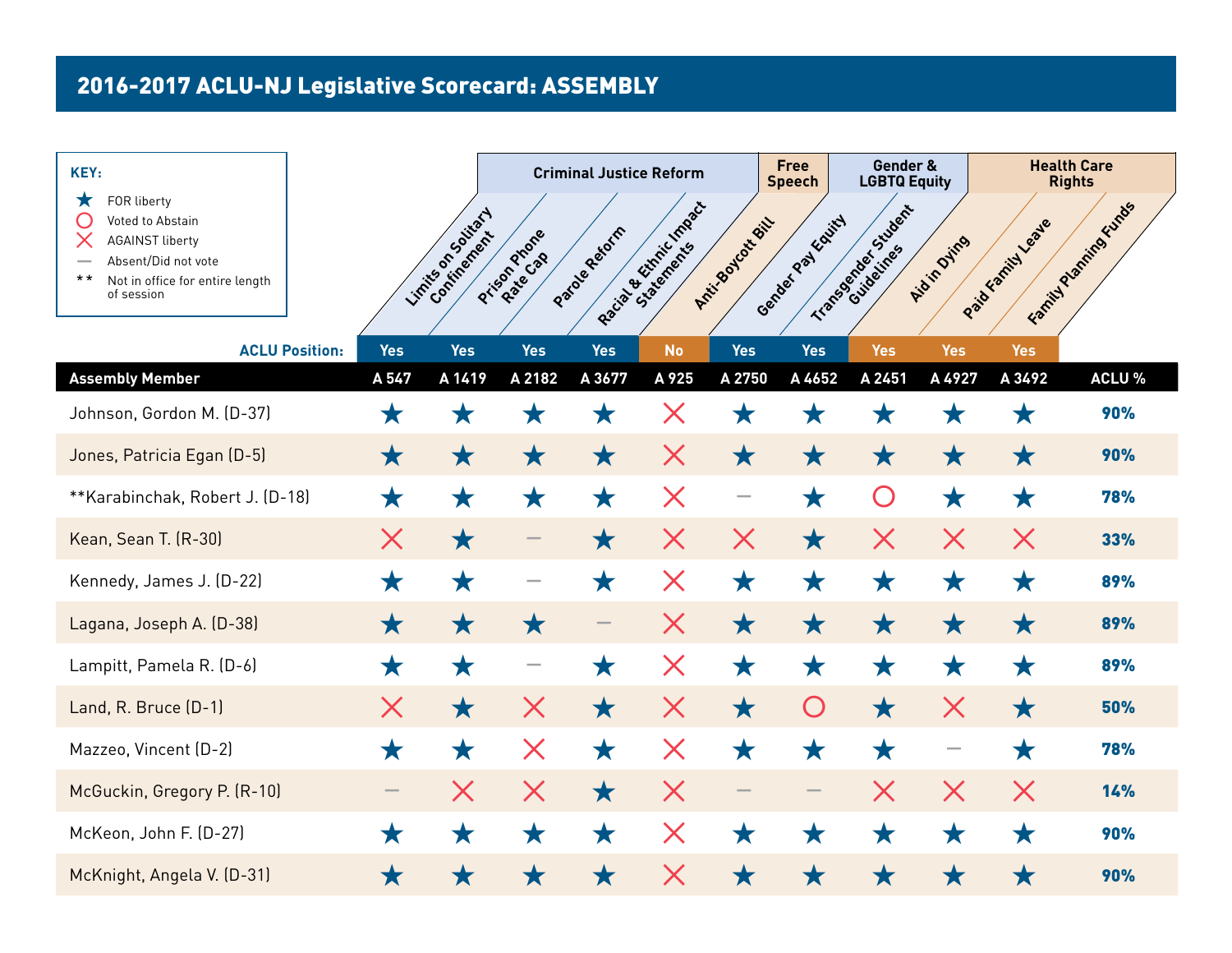# 2016-2017 ACLU-NJ Legislative Scorecard: ASSEMBLY

**KEY:**

- ★ FOR liberty
- ○ Voted to Abstain
- ✕ AGAINST liberty
- — Absent/Did not vote
- ** Not in office for entire length of session

| | Criminal Justice Reform | | | | Free Speech | Gender & LGBTQ Equity | | Health Care Rights | | | |
|---|---|---|---|---|---|---|---|---|---|---|---|
| | Limits on Solitary Confinement | Prison Phone Rate Cap | Parole Reform | Racial & Ethnic Impact Statements | Anti-Boycott Bill | Gender Pay Equity | Transgender Student Guidelines | Aid in Dying | Paid Family Leave | Family Planning Funds | |
| **ACLU Position:** | Yes | Yes | Yes | Yes | No | Yes | Yes | Yes | Yes | Yes | |
| **Assembly Member** | **A 547** | **A 1419** | **A 2182** | **A 3677** | **A 925** | **A 2750** | **A 4652** | **A 2451** | **A 4927** | **A 3492** | **ACLU %** |
| Johnson, Gordon M. (D-37) | ★ | ★ | ★ | ★ | ✕ | ★ | ★ | ★ | ★ | ★ | **90%** |
| Jones, Patricia Egan (D-5) | ★ | ★ | ★ | ★ | ✕ | ★ | ★ | ★ | ★ | ★ | **90%** |
| **Karabinchak, Robert J. (D-18) | ★ | ★ | ★ | ★ | ✕ | — | ★ | ○ | ★ | ★ | **78%** |
| Kean, Sean T. (R-30) | ✕ | ★ | — | ★ | ✕ | ✕ | ★ | ✕ | ✕ | ✕ | **33%** |
| Kennedy, James J. (D-22) | ★ | ★ | — | ★ | ✕ | ★ | ★ | ★ | ★ | ★ | **89%** |
| Lagana, Joseph A. (D-38) | ★ | ★ | ★ | — | ✕ | ★ | ★ | ★ | ★ | ★ | **89%** |
| Lampitt, Pamela R. (D-6) | ★ | ★ | — | ★ | ✕ | ★ | ★ | ★ | ★ | ★ | **89%** |
| Land, R. Bruce (D-1) | ✕ | ★ | ✕ | ★ | ✕ | ★ | ○ | ★ | ✕ | ★ | **50%** |
| Mazzeo, Vincent (D-2) | ★ | ★ | ✕ | ★ | ✕ | ★ | ★ | ★ | — | ★ | **78%** |
| McGuckin, Gregory P. (R-10) | — | ✕ | ✕ | ★ | ✕ | — | — | ✕ | ✕ | ✕ | **14%** |
| McKeon, John F. (D-27) | ★ | ★ | ★ | ★ | ✕ | ★ | ★ | ★ | ★ | ★ | **90%** |
| McKnight, Angela V. (D-31) | ★ | ★ | ★ | ★ | ✕ | ★ | ★ | ★ | ★ | ★ | **90%** |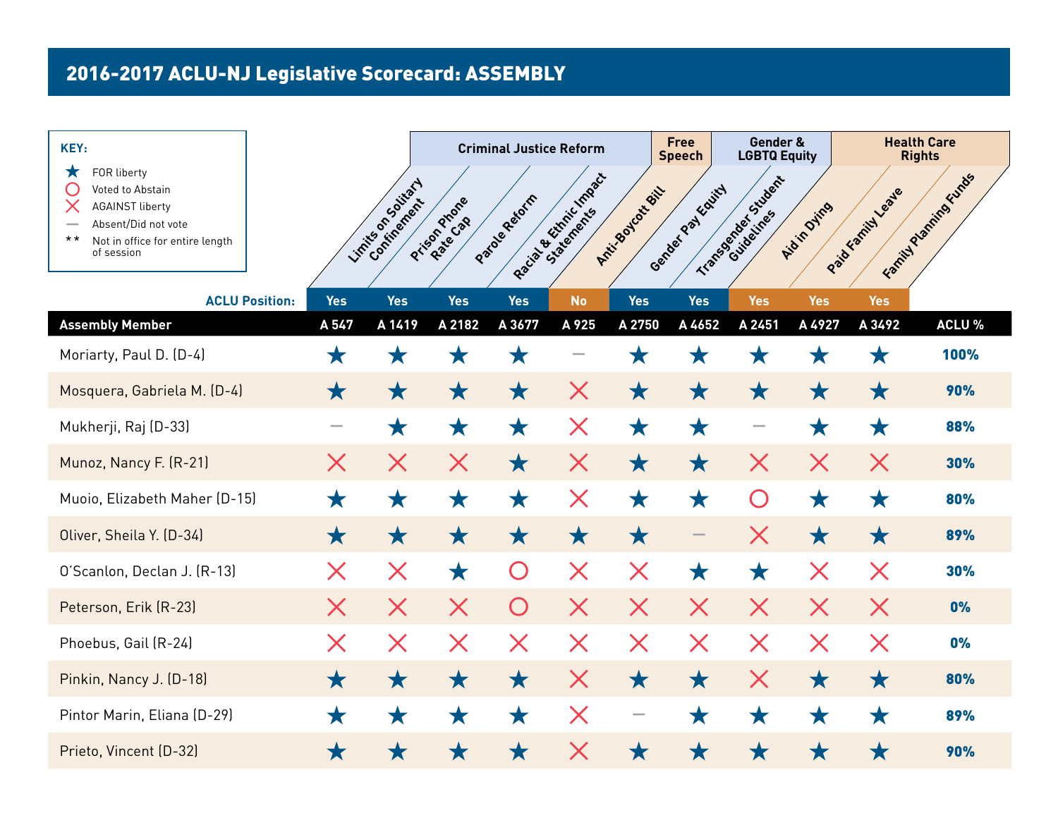# 2016-2017 ACLU-NJ Legislative Scorecard: ASSEMBLY

**KEY:**

- ★ FOR liberty
- ○ Voted to Abstain
- ✕ AGAINST liberty
- — Absent/Did not vote
- ** Not in office for entire length of session

| | Criminal Justice Reform | | | | Free Speech | Gender & LGBTQ Equity | | Health Care Rights | | | |
|---|---|---|---|---|---|---|---|---|---|---|---|
| | Limits on Solitary Confinement | Prison Phone Rate Cap | Parole Reform | Racial & Ethnic Impact Statements | Anti-Boycott Bill | Gender Pay Equity | Transgender Student Guidelines | Aid in Dying | Paid Family Leave | Family Planning Funds | |
| **ACLU Position:** | Yes | Yes | Yes | Yes | No | Yes | Yes | Yes | Yes | Yes | |
| **Assembly Member** | **A 547** | **A 1419** | **A 2182** | **A 3677** | **A 925** | **A 2750** | **A 4652** | **A 2451** | **A 4927** | **A 3492** | **ACLU %** |
| Moriarty, Paul D. (D-4) | ★ | ★ | ★ | ★ | — | ★ | ★ | ★ | ★ | ★ | **100%** |
| Mosquera, Gabriela M. (D-4) | ★ | ★ | ★ | ★ | ✕ | ★ | ★ | ★ | ★ | ★ | **90%** |
| Mukherji, Raj (D-33) | — | ★ | ★ | ★ | ✕ | ★ | ★ | — | ★ | ★ | **88%** |
| Munoz, Nancy F. (R-21) | ✕ | ✕ | ✕ | ★ | ✕ | ★ | ★ | ✕ | ✕ | ✕ | **30%** |
| Muoio, Elizabeth Maher (D-15) | ★ | ★ | ★ | ★ | ✕ | ★ | ★ | ○ | ★ | ★ | **80%** |
| Oliver, Sheila Y. (D-34) | ★ | ★ | ★ | ★ | ★ | ★ | — | ✕ | ★ | ★ | **89%** |
| O'Scanlon, Declan J. (R-13) | ✕ | ✕ | ★ | ○ | ✕ | ✕ | ★ | ★ | ✕ | ✕ | **30%** |
| Peterson, Erik (R-23) | ✕ | ✕ | ✕ | ○ | ✕ | ✕ | ✕ | ✕ | ✕ | ✕ | **0%** |
| Phoebus, Gail (R-24) | ✕ | ✕ | ✕ | ✕ | ✕ | ✕ | ✕ | ✕ | ✕ | ✕ | **0%** |
| Pinkin, Nancy J. (D-18) | ★ | ★ | ★ | ★ | ✕ | ★ | ★ | ✕ | ★ | ★ | **80%** |
| Pintor Marin, Eliana (D-29) | ★ | ★ | ★ | ★ | ✕ | — | ★ | ★ | ★ | ★ | **89%** |
| Prieto, Vincent (D-32) | ★ | ★ | ★ | ★ | ✕ | ★ | ★ | ★ | ★ | ★ | **90%** |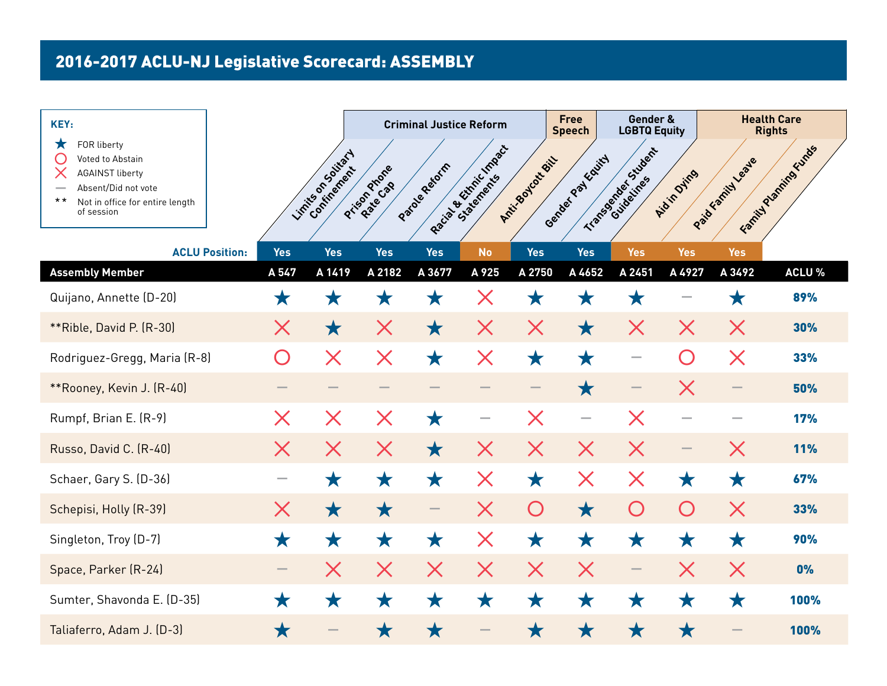## 2016-2017 ACLU-NJ Legislative Scorecard: ASSEMBLY

**KEY:**

- ★ FOR liberty
- ○ Voted to Abstain
- ✕ AGAINST liberty
- — Absent/Did not vote
- ** Not in office for entire length of session

| | Criminal Justice Reform | | | | Free Speech | Gender & LGBTQ Equity | | Health Care Rights | | | |
|---|---|---|---|---|---|---|---|---|---|---|---|
| | Limits on Solitary Confinement | Prison Phone Rate Cap | Parole Reform | Racial & Ethnic Impact Statements | Anti-Boycott Bill | Gender Pay Equity | Transgender Student Guidelines | Aid in Dying | Paid Family Leave | Family Planning Funds | |
| **ACLU Position:** | Yes | Yes | Yes | Yes | No | Yes | Yes | Yes | Yes | Yes | |
| **Assembly Member** | **A 547** | **A 1419** | **A 2182** | **A 3677** | **A 925** | **A 2750** | **A 4652** | **A 2451** | **A 4927** | **A 3492** | **ACLU %** |
| Quijano, Annette (D-20) | ★ | ★ | ★ | ★ | ✕ | ★ | ★ | ★ | — | ★ | **89%** |
| **Rible, David P. (R-30) | ✕ | ★ | ✕ | ★ | ✕ | ✕ | ★ | ✕ | ✕ | ✕ | **30%** |
| Rodriguez-Gregg, Maria (R-8) | ○ | ✕ | ✕ | ★ | ✕ | ★ | ★ | — | ○ | ✕ | **33%** |
| **Rooney, Kevin J. (R-40) | — | — | — | — | — | — | ★ | — | ✕ | — | **50%** |
| Rumpf, Brian E. (R-9) | ✕ | ✕ | ✕ | ★ | — | ✕ | — | ✕ | — | — | **17%** |
| Russo, David C. (R-40) | ✕ | ✕ | ✕ | ★ | ✕ | ✕ | ✕ | ✕ | — | ✕ | **11%** |
| Schaer, Gary S. (D-36) | — | ★ | ★ | ★ | ✕ | ★ | ✕ | ✕ | ★ | ★ | **67%** |
| Schepisi, Holly (R-39) | ✕ | ★ | ★ | — | ✕ | ○ | ★ | ○ | ○ | ✕ | **33%** |
| Singleton, Troy (D-7) | ★ | ★ | ★ | ★ | ✕ | ★ | ★ | ★ | ★ | ★ | **90%** |
| Space, Parker (R-24) | — | ✕ | ✕ | ✕ | ✕ | ✕ | ✕ | — | ✕ | ✕ | **0%** |
| Sumter, Shavonda E. (D-35) | ★ | ★ | ★ | ★ | ★ | ★ | ★ | ★ | ★ | ★ | **100%** |
| Taliaferro, Adam J. (D-3) | ★ | — | ★ | ★ | — | ★ | ★ | ★ | ★ | — | **100%** |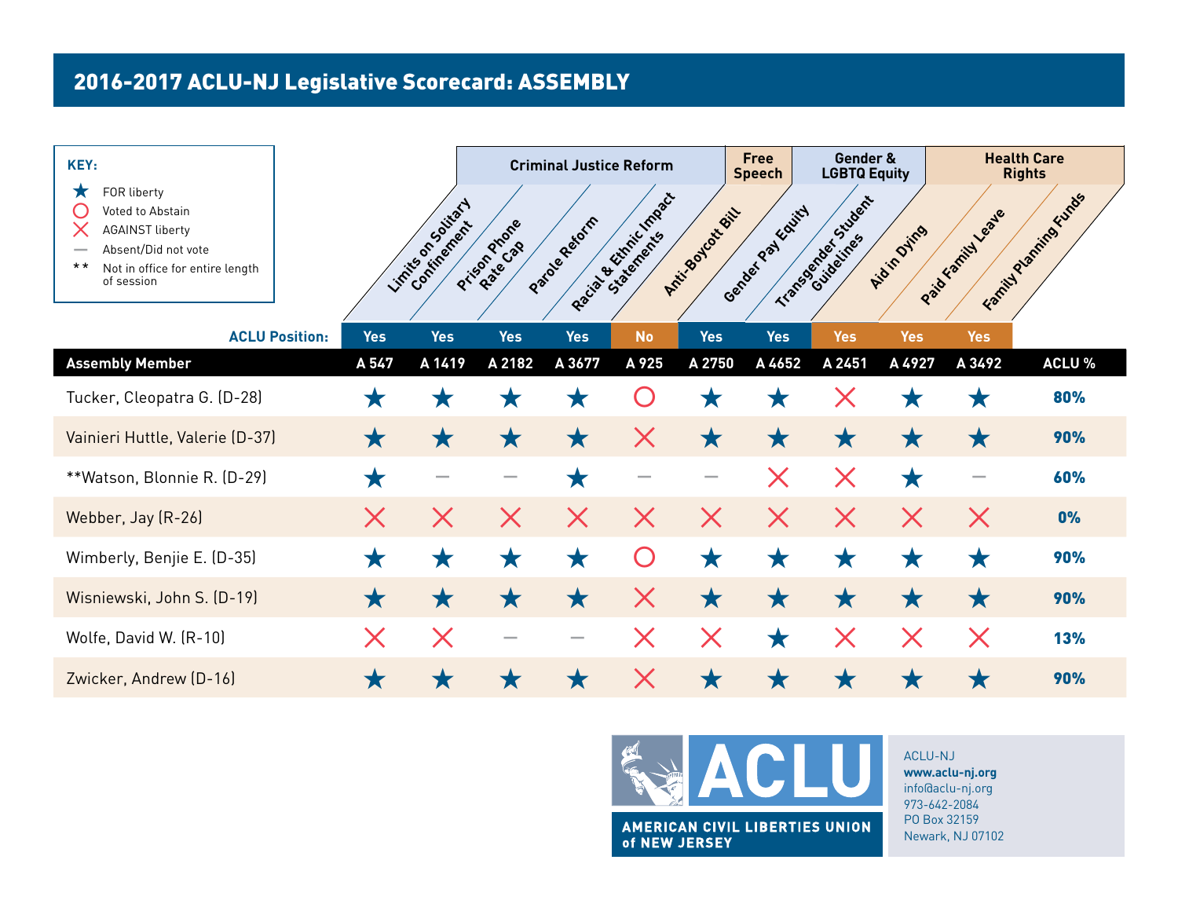# 2016-2017 ACLU-NJ Legislative Scorecard: ASSEMBLY

**KEY:**

- ★ FOR liberty
- ○ Voted to Abstain
- ✕ AGAINST liberty
- — Absent/Did not vote
- ** Not in office for entire length of session

| | Criminal Justice Reform | | | | Free Speech | Gender & LGBTQ Equity | | Health Care Rights | | | |
|---|---|---|---|---|---|---|---|---|---|---|---|
| | Limits on Solitary Confinement | Prison Phone Rate Cap | Parole Reform | Racial & Ethnic Impact Statements | Anti-Boycott Bill | Gender Pay Equity | Transgender Student Guidelines | Aid in Dying | Paid Family Leave | Family Planning Funds | |
| **ACLU Position:** | Yes | Yes | Yes | Yes | No | Yes | Yes | Yes | Yes | Yes | |
| **Assembly Member** | **A 547** | **A 1419** | **A 2182** | **A 3677** | **A 925** | **A 2750** | **A 4652** | **A 2451** | **A 4927** | **A 3492** | **ACLU %** |
| Tucker, Cleopatra G. (D-28) | ★ | ★ | ★ | ★ | ○ | ★ | ★ | ✕ | ★ | ★ | **80%** |
| Vainieri Huttle, Valerie (D-37) | ★ | ★ | ★ | ★ | ✕ | ★ | ★ | ★ | ★ | ★ | **90%** |
| **Watson, Blonnie R. (D-29) | ★ | — | — | ★ | — | — | ✕ | ✕ | ★ | — | **60%** |
| Webber, Jay (R-26) | ✕ | ✕ | ✕ | ✕ | ✕ | ✕ | ✕ | ✕ | ✕ | ✕ | **0%** |
| Wimberly, Benjie E. (D-35) | ★ | ★ | ★ | ★ | ○ | ★ | ★ | ★ | ★ | ★ | **90%** |
| Wisniewski, John S. (D-19) | ★ | ★ | ★ | ★ | ✕ | ★ | ★ | ★ | ★ | ★ | **90%** |
| Wolfe, David W. (R-10) | ✕ | ✕ | — | — | ✕ | ✕ | ★ | ✕ | ✕ | ✕ | **13%** |
| Zwicker, Andrew (D-16) | ★ | ★ | ★ | ★ | ✕ | ★ | ★ | ★ | ★ | ★ | **90%** |

ACLU

AMERICAN CIVIL LIBERTIES UNION of NEW JERSEY

ACLU-NJ
**www.aclu-nj.org**
info@aclu-nj.org
973-642-2084
PO Box 32159
Newark, NJ 07102